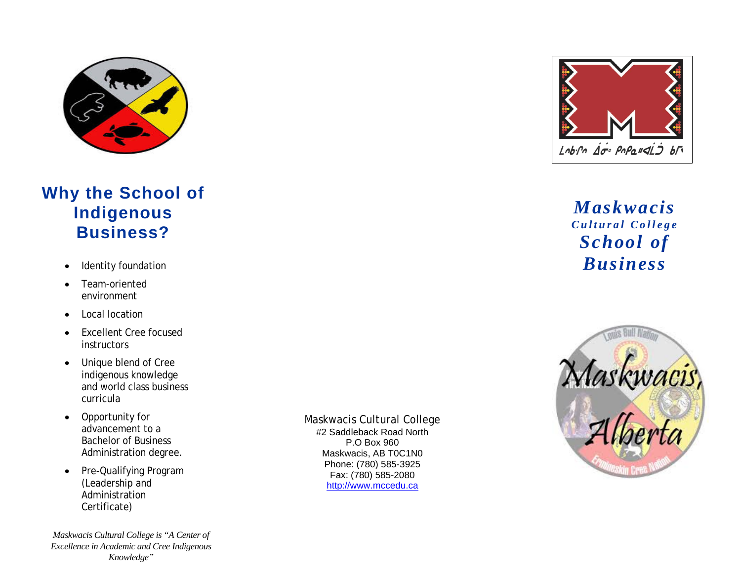## Why the School of Indigenous Business?

- Identity foundation
- Team-oriented environment
- Local location
- Excellent Cree focused instructors
- Unique blend of Cree indigenous knowledge and world class business curricula
- Opportunity for advancement to a Bachelor of Business Administration degree.
- Pre-Qualifying Program (Leadership and Administration Certificate)

*Maskwacis Cultural College is "A Center of Excellence in Academic and Cree Indigenous Knowledge"*

Maskwacis Cultural College
#2 Saddleback Road North
P.O Box 960
Maskwacis, AB T0C1N0
Phone: (780) 585-3925
Fax: (780) 585-2080
http://www.mccedu.ca

# *Maskwacis*
### *Cultural College*
# *School of Business*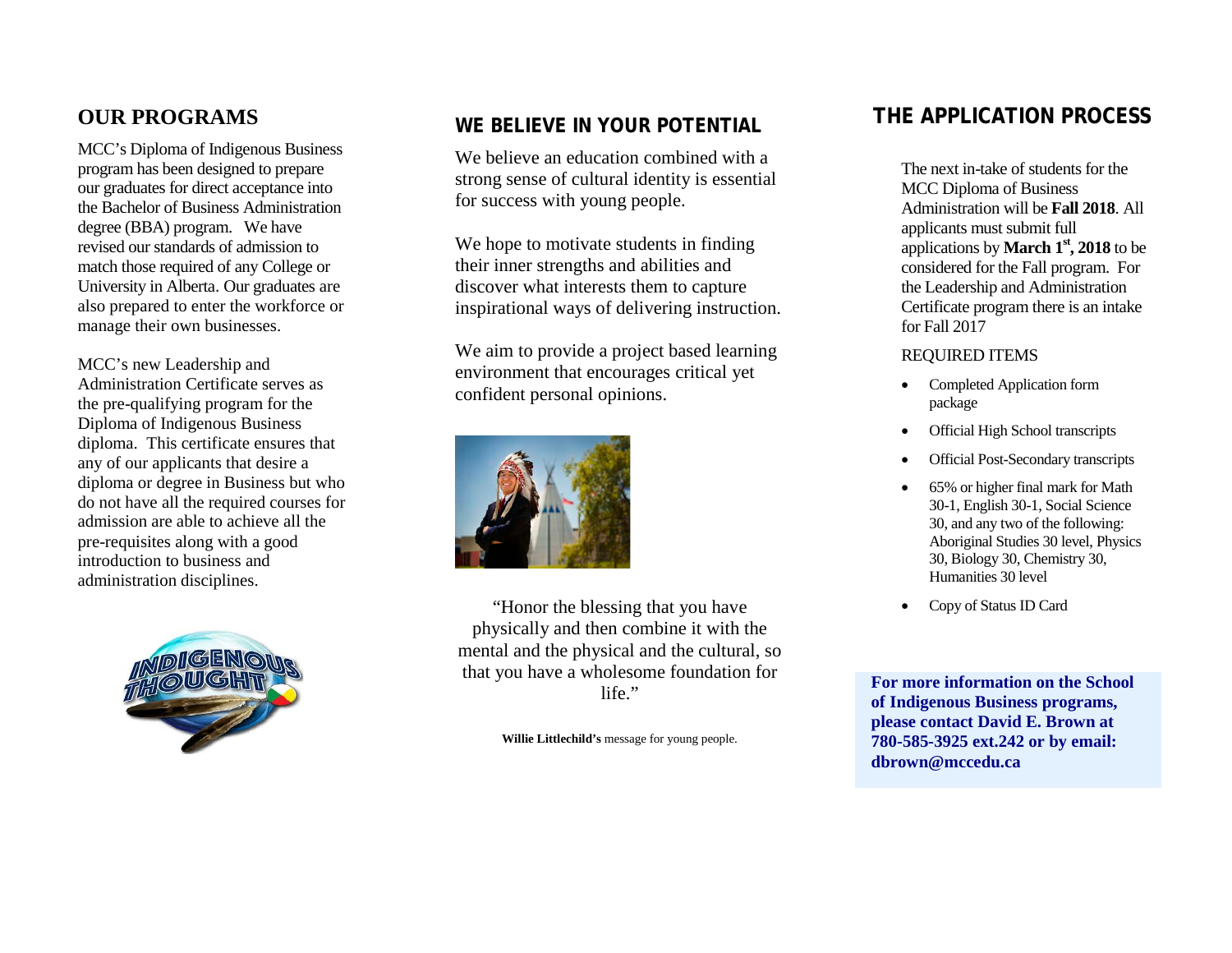## OUR PROGRAMS

MCC's Diploma of Indigenous Business program has been designed to prepare our graduates for direct acceptance into the Bachelor of Business Administration degree (BBA) program. We have revised our standards of admission to match those required of any College or University in Alberta. Our graduates are also prepared to enter the workforce or manage their own businesses.

MCC's new Leadership and Administration Certificate serves as the pre-qualifying program for the Diploma of Indigenous Business diploma. This certificate ensures that any of our applicants that desire a diploma or degree in Business but who do not have all the required courses for admission are able to achieve all the pre-requisites along with a good introduction to business and administration disciplines.

## WE BELIEVE IN YOUR POTENTIAL

We believe an education combined with a strong sense of cultural identity is essential for success with young people.

We hope to motivate students in finding their inner strengths and abilities and discover what interests them to capture inspirational ways of delivering instruction.

We aim to provide a project based learning environment that encourages critical yet confident personal opinions.

"Honor the blessing that you have physically and then combine it with the mental and the physical and the cultural, so that you have a wholesome foundation for life."

**Willie Littlechild's** message for young people.

## THE APPLICATION PROCESS

The next in-take of students for the MCC Diploma of Business Administration will be **Fall 2018**. All applicants must submit full applications by **March 1st, 2018** to be considered for the Fall program. For the Leadership and Administration Certificate program there is an intake for Fall 2017

REQUIRED ITEMS

- Completed Application form package
- Official High School transcripts
- Official Post-Secondary transcripts
- 65% or higher final mark for Math 30-1, English 30-1, Social Science 30, and any two of the following: Aboriginal Studies 30 level, Physics 30, Biology 30, Chemistry 30, Humanities 30 level
- Copy of Status ID Card

**For more information on the School of Indigenous Business programs, please contact David E. Brown at 780-585-3925 ext.242 or by email: dbrown@mccedu.ca**